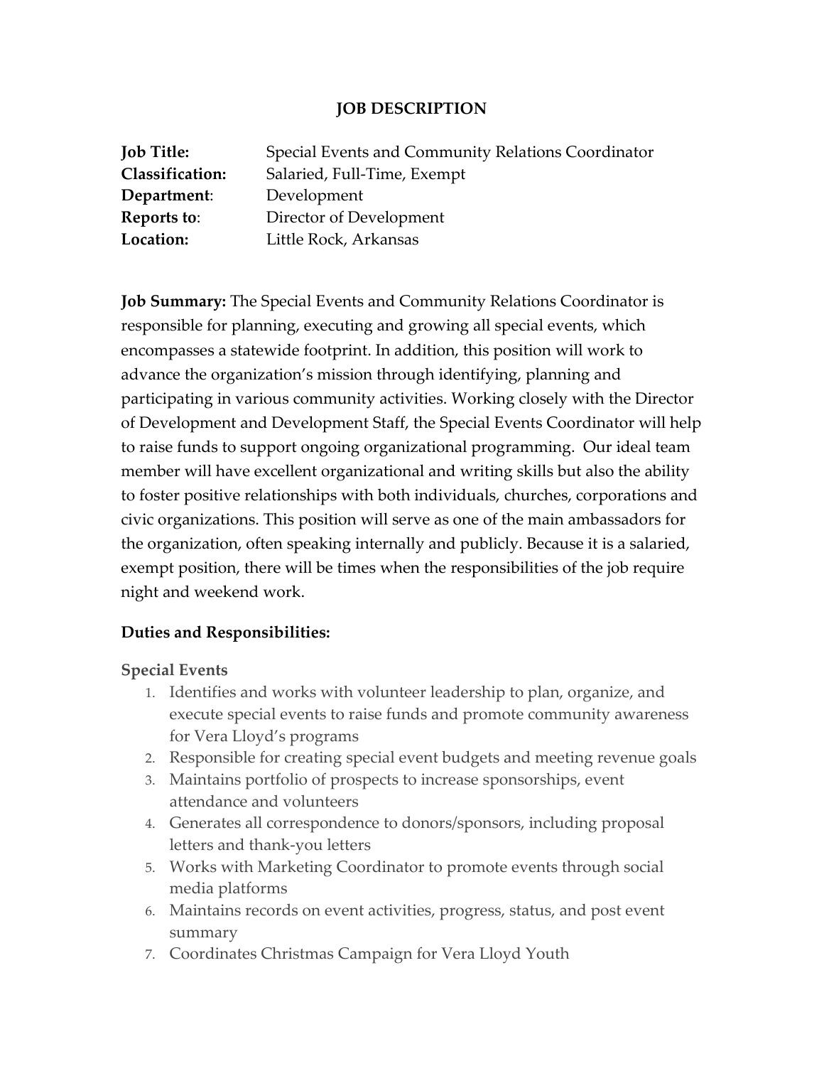# JOB DESCRIPTION

**Job Title:** Special Events and Community Relations Coordinator
**Classification:** Salaried, Full-Time, Exempt
**Department**: Development
**Reports to**: Director of Development
**Location:** Little Rock, Arkansas

**Job Summary:** The Special Events and Community Relations Coordinator is responsible for planning, executing and growing all special events, which encompasses a statewide footprint. In addition, this position will work to advance the organization's mission through identifying, planning and participating in various community activities. Working closely with the Director of Development and Development Staff, the Special Events Coordinator will help to raise funds to support ongoing organizational programming. Our ideal team member will have excellent organizational and writing skills but also the ability to foster positive relationships with both individuals, churches, corporations and civic organizations. This position will serve as one of the main ambassadors for the organization, often speaking internally and publicly. Because it is a salaried, exempt position, there will be times when the responsibilities of the job require night and weekend work.

## Duties and Responsibilities:

### Special Events

1. Identifies and works with volunteer leadership to plan, organize, and execute special events to raise funds and promote community awareness for Vera Lloyd's programs
2. Responsible for creating special event budgets and meeting revenue goals
3. Maintains portfolio of prospects to increase sponsorships, event attendance and volunteers
4. Generates all correspondence to donors/sponsors, including proposal letters and thank-you letters
5. Works with Marketing Coordinator to promote events through social media platforms
6. Maintains records on event activities, progress, status, and post event summary
7. Coordinates Christmas Campaign for Vera Lloyd Youth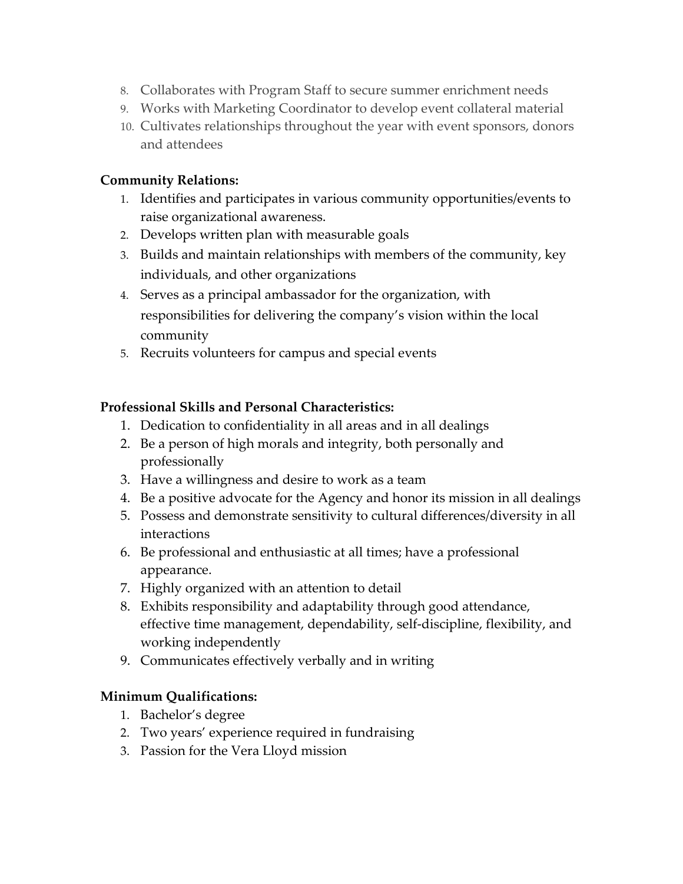8. Collaborates with Program Staff to secure summer enrichment needs
9. Works with Marketing Coordinator to develop event collateral material
10. Cultivates relationships throughout the year with event sponsors, donors and attendees

**Community Relations:**

1. Identifies and participates in various community opportunities/events to raise organizational awareness.
2. Develops written plan with measurable goals
3. Builds and maintain relationships with members of the community, key individuals, and other organizations
4. Serves as a principal ambassador for the organization, with responsibilities for delivering the company's vision within the local community
5. Recruits volunteers for campus and special events

**Professional Skills and Personal Characteristics:**

1. Dedication to confidentiality in all areas and in all dealings
2. Be a person of high morals and integrity, both personally and professionally
3. Have a willingness and desire to work as a team
4. Be a positive advocate for the Agency and honor its mission in all dealings
5. Possess and demonstrate sensitivity to cultural differences/diversity in all interactions
6. Be professional and enthusiastic at all times; have a professional appearance.
7. Highly organized with an attention to detail
8. Exhibits responsibility and adaptability through good attendance, effective time management, dependability, self-discipline, flexibility, and working independently
9. Communicates effectively verbally and in writing

**Minimum Qualifications:**

1. Bachelor's degree
2. Two years' experience required in fundraising
3. Passion for the Vera Lloyd mission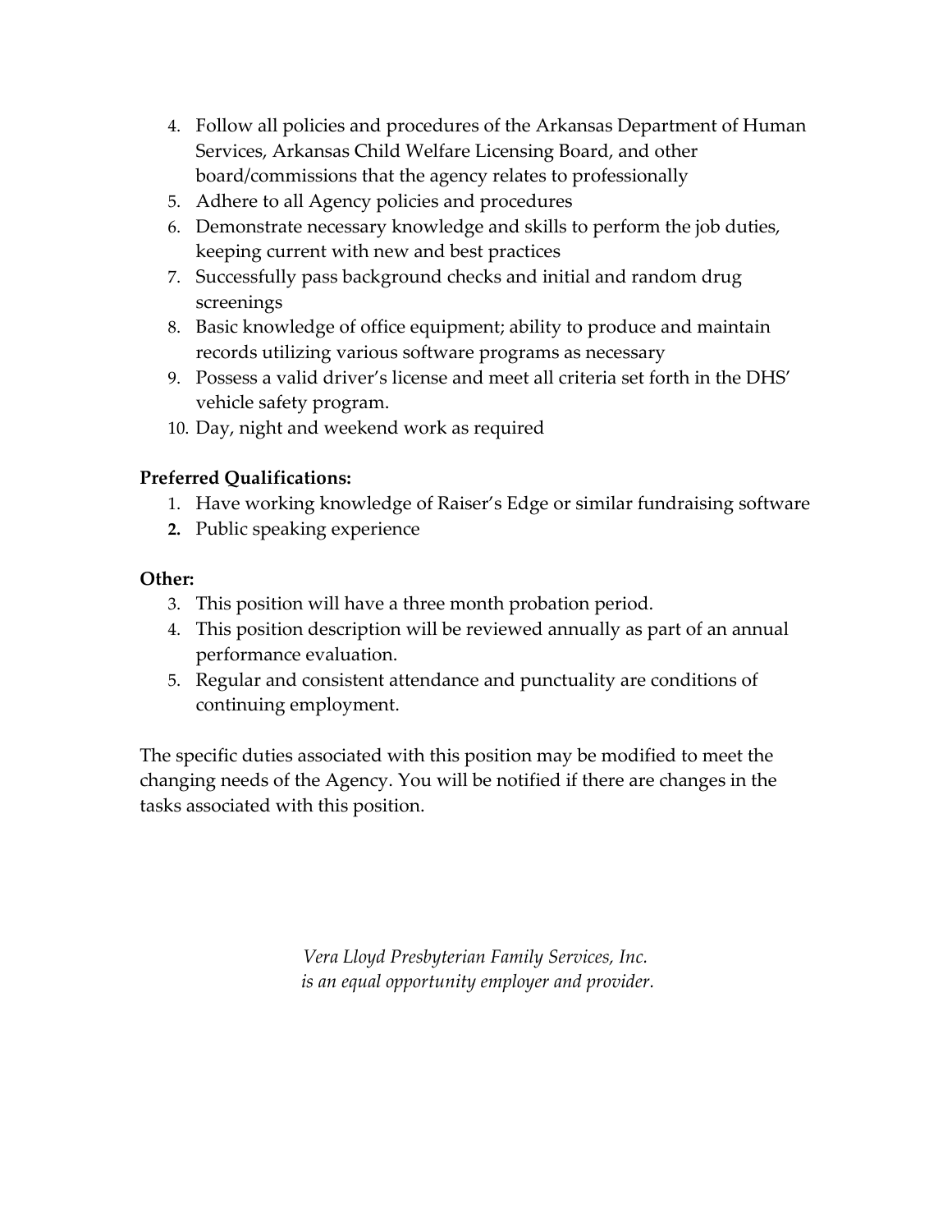4. Follow all policies and procedures of the Arkansas Department of Human Services, Arkansas Child Welfare Licensing Board, and other board/commissions that the agency relates to professionally
5. Adhere to all Agency policies and procedures
6. Demonstrate necessary knowledge and skills to perform the job duties, keeping current with new and best practices
7. Successfully pass background checks and initial and random drug screenings
8. Basic knowledge of office equipment; ability to produce and maintain records utilizing various software programs as necessary
9. Possess a valid driver's license and meet all criteria set forth in the DHS' vehicle safety program.
10. Day, night and weekend work as required

**Preferred Qualifications:**

1. Have working knowledge of Raiser's Edge or similar fundraising software
2. Public speaking experience

**Other:**

3. This position will have a three month probation period.
4. This position description will be reviewed annually as part of an annual performance evaluation.
5. Regular and consistent attendance and punctuality are conditions of continuing employment.

The specific duties associated with this position may be modified to meet the changing needs of the Agency. You will be notified if there are changes in the tasks associated with this position.

*Vera Lloyd Presbyterian Family Services, Inc.*
*is an equal opportunity employer and provider.*